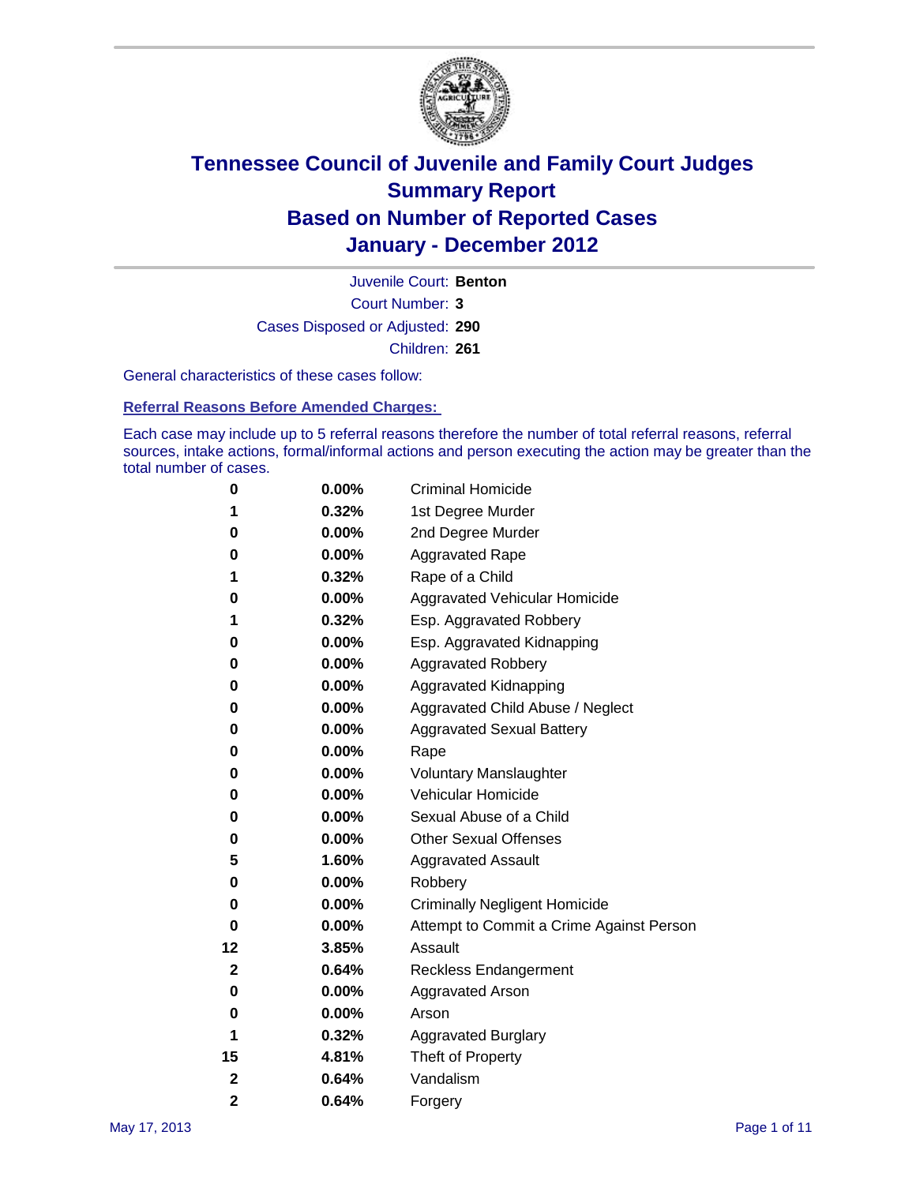# Tennessee Council of Juvenile and Family Court Judges
## Summary Report
## Based on Number of Reported Cases
## January - December 2012

Juvenile Court: **Benton**

Court Number: **3**

Cases Disposed or Adjusted: **290**

Children: **261**

General characteristics of these cases follow:

### Referral Reasons Before Amended Charges:

Each case may include up to 5 referral reasons therefore the number of total referral reasons, referral sources, intake actions, formal/informal actions and person executing the action may be greater than the total number of cases.

| Count | Percent | Referral Reason |
|---|---|---|
| 0 | 0.00% | Criminal Homicide |
| 1 | 0.32% | 1st Degree Murder |
| 0 | 0.00% | 2nd Degree Murder |
| 0 | 0.00% | Aggravated Rape |
| 1 | 0.32% | Rape of a Child |
| 0 | 0.00% | Aggravated Vehicular Homicide |
| 1 | 0.32% | Esp. Aggravated Robbery |
| 0 | 0.00% | Esp. Aggravated Kidnapping |
| 0 | 0.00% | Aggravated Robbery |
| 0 | 0.00% | Aggravated Kidnapping |
| 0 | 0.00% | Aggravated Child Abuse / Neglect |
| 0 | 0.00% | Aggravated Sexual Battery |
| 0 | 0.00% | Rape |
| 0 | 0.00% | Voluntary Manslaughter |
| 0 | 0.00% | Vehicular Homicide |
| 0 | 0.00% | Sexual Abuse of a Child |
| 0 | 0.00% | Other Sexual Offenses |
| 5 | 1.60% | Aggravated Assault |
| 0 | 0.00% | Robbery |
| 0 | 0.00% | Criminally Negligent Homicide |
| 0 | 0.00% | Attempt to Commit a Crime Against Person |
| 12 | 3.85% | Assault |
| 2 | 0.64% | Reckless Endangerment |
| 0 | 0.00% | Aggravated Arson |
| 0 | 0.00% | Arson |
| 1 | 0.32% | Aggravated Burglary |
| 15 | 4.81% | Theft of Property |
| 2 | 0.64% | Vandalism |
| 2 | 0.64% | Forgery |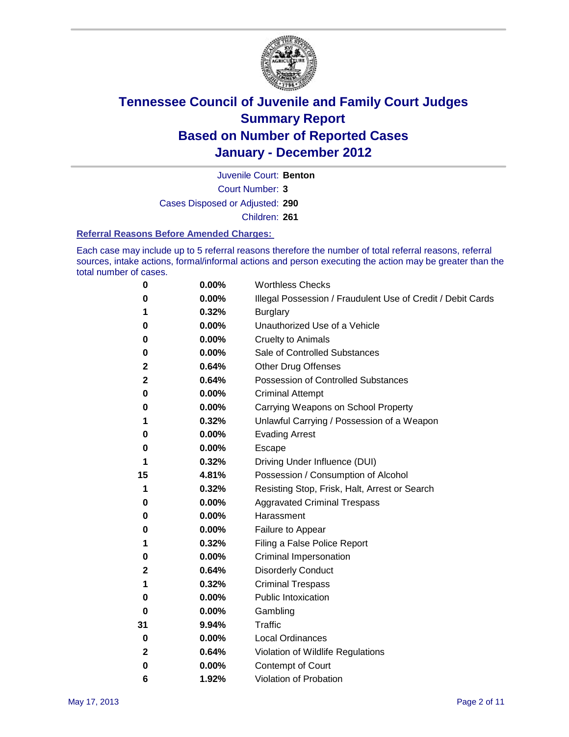# Tennessee Council of Juvenile and Family Court Judges
## Summary Report
## Based on Number of Reported Cases
## January - December 2012

Juvenile Court: **Benton**

Court Number: **3**

Cases Disposed or Adjusted: **290**

Children: **261**

### Referral Reasons Before Amended Charges:

Each case may include up to 5 referral reasons therefore the number of total referral reasons, referral sources, intake actions, formal/informal actions and person executing the action may be greater than the total number of cases.

| Count | Percent | Referral Reason |
|---|---|---|
| 0 | 0.00% | Worthless Checks |
| 0 | 0.00% | Illegal Possession / Fraudulent Use of Credit / Debit Cards |
| 1 | 0.32% | Burglary |
| 0 | 0.00% | Unauthorized Use of a Vehicle |
| 0 | 0.00% | Cruelty to Animals |
| 0 | 0.00% | Sale of Controlled Substances |
| 2 | 0.64% | Other Drug Offenses |
| 2 | 0.64% | Possession of Controlled Substances |
| 0 | 0.00% | Criminal Attempt |
| 0 | 0.00% | Carrying Weapons on School Property |
| 1 | 0.32% | Unlawful Carrying / Possession of a Weapon |
| 0 | 0.00% | Evading Arrest |
| 0 | 0.00% | Escape |
| 1 | 0.32% | Driving Under Influence (DUI) |
| 15 | 4.81% | Possession / Consumption of Alcohol |
| 1 | 0.32% | Resisting Stop, Frisk, Halt, Arrest or Search |
| 0 | 0.00% | Aggravated Criminal Trespass |
| 0 | 0.00% | Harassment |
| 0 | 0.00% | Failure to Appear |
| 1 | 0.32% | Filing a False Police Report |
| 0 | 0.00% | Criminal Impersonation |
| 2 | 0.64% | Disorderly Conduct |
| 1 | 0.32% | Criminal Trespass |
| 0 | 0.00% | Public Intoxication |
| 0 | 0.00% | Gambling |
| 31 | 9.94% | Traffic |
| 0 | 0.00% | Local Ordinances |
| 2 | 0.64% | Violation of Wildlife Regulations |
| 0 | 0.00% | Contempt of Court |
| 6 | 1.92% | Violation of Probation |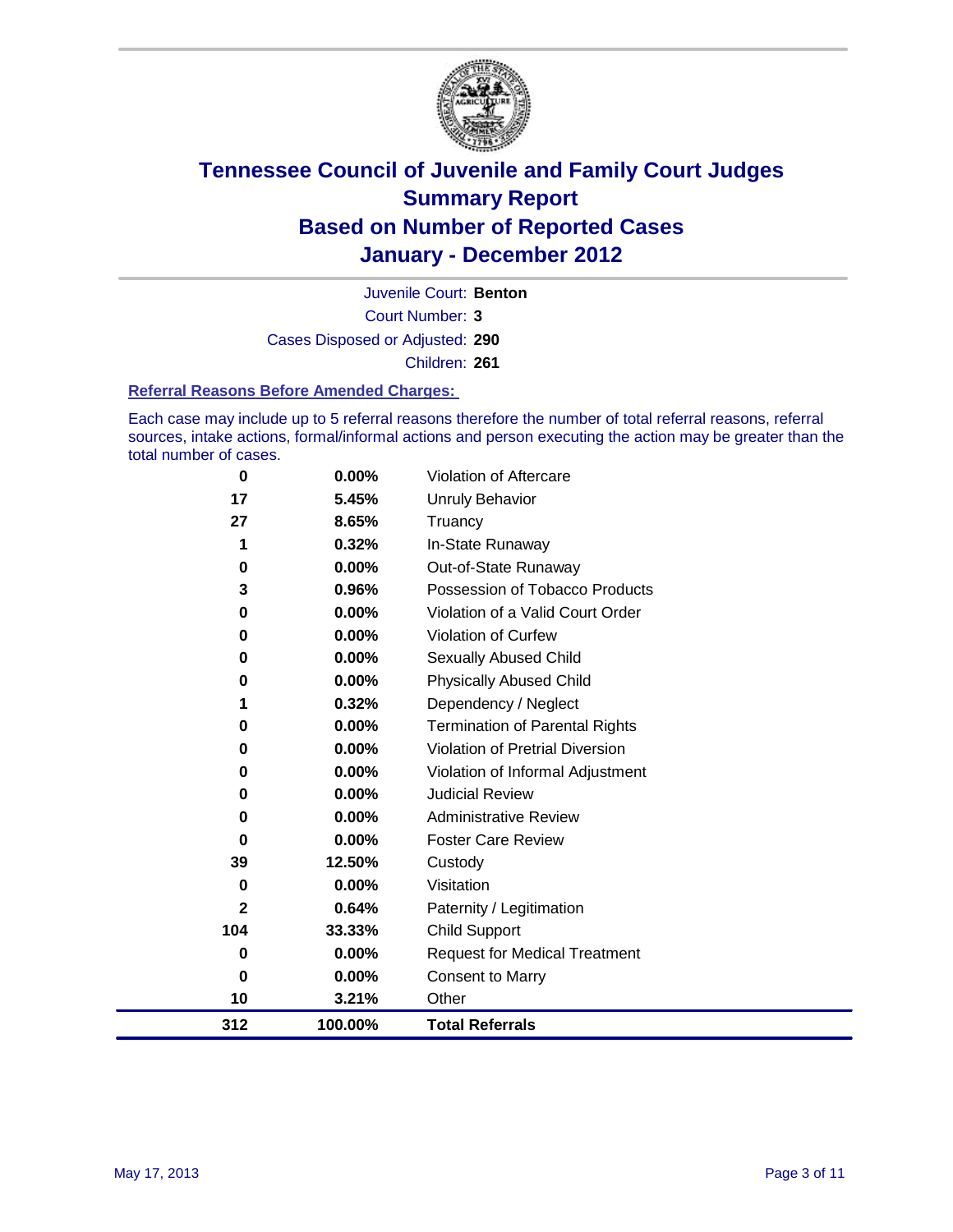# Tennessee Council of Juvenile and Family Court Judges
## Summary Report
## Based on Number of Reported Cases
## January - December 2012

Juvenile Court: **Benton**

Court Number: **3**

Cases Disposed or Adjusted: **290**

Children: **261**

### Referral Reasons Before Amended Charges:

Each case may include up to 5 referral reasons therefore the number of total referral reasons, referral sources, intake actions, formal/informal actions and person executing the action may be greater than the total number of cases.

| Count | Percent | Referral Reason |
|---|---|---|
| 0 | 0.00% | Violation of Aftercare |
| 17 | 5.45% | Unruly Behavior |
| 27 | 8.65% | Truancy |
| 1 | 0.32% | In-State Runaway |
| 0 | 0.00% | Out-of-State Runaway |
| 3 | 0.96% | Possession of Tobacco Products |
| 0 | 0.00% | Violation of a Valid Court Order |
| 0 | 0.00% | Violation of Curfew |
| 0 | 0.00% | Sexually Abused Child |
| 0 | 0.00% | Physically Abused Child |
| 1 | 0.32% | Dependency / Neglect |
| 0 | 0.00% | Termination of Parental Rights |
| 0 | 0.00% | Violation of Pretrial Diversion |
| 0 | 0.00% | Violation of Informal Adjustment |
| 0 | 0.00% | Judicial Review |
| 0 | 0.00% | Administrative Review |
| 0 | 0.00% | Foster Care Review |
| 39 | 12.50% | Custody |
| 0 | 0.00% | Visitation |
| 2 | 0.64% | Paternity / Legitimation |
| 104 | 33.33% | Child Support |
| 0 | 0.00% | Request for Medical Treatment |
| 0 | 0.00% | Consent to Marry |
| 10 | 3.21% | Other |
| **312** | **100.00%** | **Total Referrals** |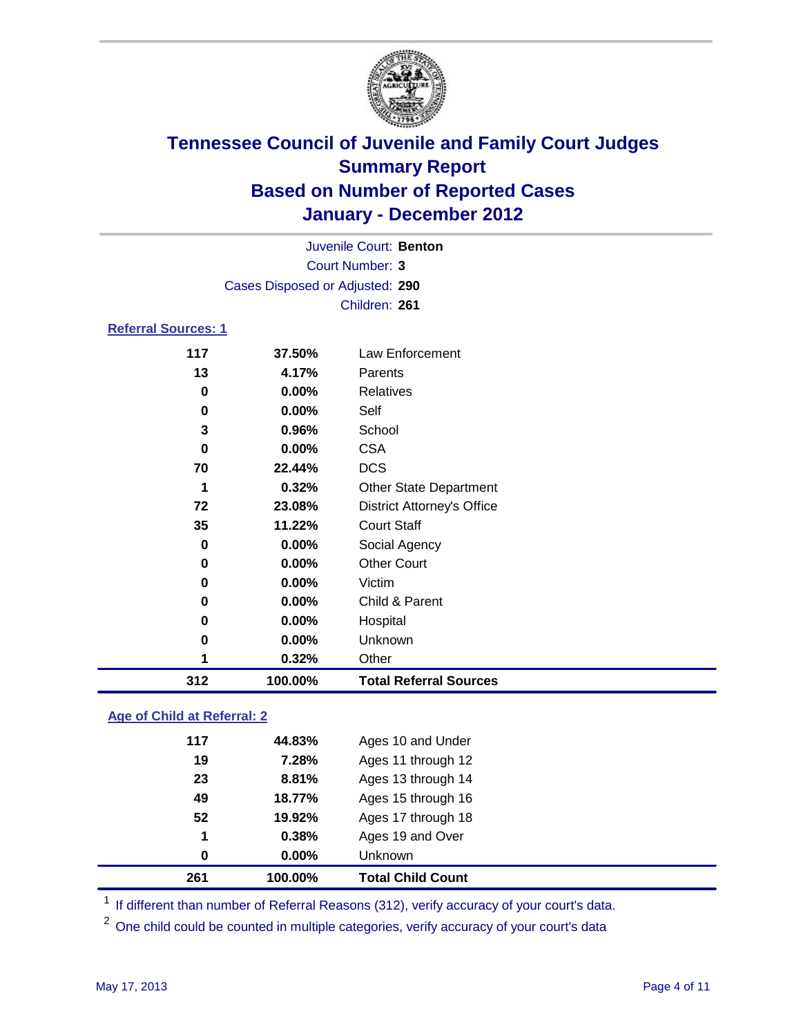# Tennessee Council of Juvenile and Family Court Judges
## Summary Report
## Based on Number of Reported Cases
## January - December 2012

Juvenile Court: **Benton**
Court Number: **3**
Cases Disposed or Adjusted: **290**
Children: **261**

### Referral Sources: 1

| | | |
|---|---|---|
| 117 | 37.50% | Law Enforcement |
| 13 | 4.17% | Parents |
| 0 | 0.00% | Relatives |
| 0 | 0.00% | Self |
| 3 | 0.96% | School |
| 0 | 0.00% | CSA |
| 70 | 22.44% | DCS |
| 1 | 0.32% | Other State Department |
| 72 | 23.08% | District Attorney's Office |
| 35 | 11.22% | Court Staff |
| 0 | 0.00% | Social Agency |
| 0 | 0.00% | Other Court |
| 0 | 0.00% | Victim |
| 0 | 0.00% | Child & Parent |
| 0 | 0.00% | Hospital |
| 0 | 0.00% | Unknown |
| 1 | 0.32% | Other |
| **312** | **100.00%** | **Total Referral Sources** |

### Age of Child at Referral: 2

| | | |
|---|---|---|
| 117 | 44.83% | Ages 10 and Under |
| 19 | 7.28% | Ages 11 through 12 |
| 23 | 8.81% | Ages 13 through 14 |
| 49 | 18.77% | Ages 15 through 16 |
| 52 | 19.92% | Ages 17 through 18 |
| 1 | 0.38% | Ages 19 and Over |
| 0 | 0.00% | Unknown |
| **261** | **100.00%** | **Total Child Count** |

[1] If different than number of Referral Reasons (312), verify accuracy of your court's data.

[2] One child could be counted in multiple categories, verify accuracy of your court's data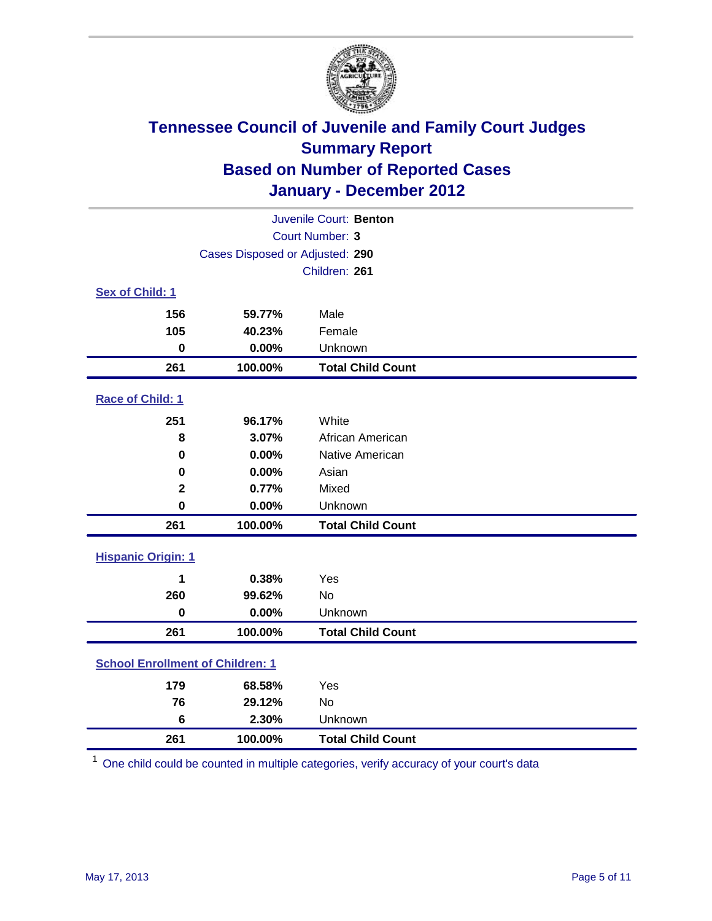# Tennessee Council of Juvenile and Family Court Judges
# Summary Report
# Based on Number of Reported Cases
# January - December 2012

Juvenile Court: **Benton**

Court Number: **3**

Cases Disposed or Adjusted: **290**

Children: **261**

## Sex of Child: 1

| | | |
|---|---|---|
| **156** | **59.77%** | Male |
| **105** | **40.23%** | Female |
| **0** | **0.00%** | Unknown |
| **261** | **100.00%** | **Total Child Count** |

## Race of Child: 1

| | | |
|---|---|---|
| **251** | **96.17%** | White |
| **8** | **3.07%** | African American |
| **0** | **0.00%** | Native American |
| **0** | **0.00%** | Asian |
| **2** | **0.77%** | Mixed |
| **0** | **0.00%** | Unknown |
| **261** | **100.00%** | **Total Child Count** |

## Hispanic Origin: 1

| | | |
|---|---|---|
| **1** | **0.38%** | Yes |
| **260** | **99.62%** | No |
| **0** | **0.00%** | Unknown |
| **261** | **100.00%** | **Total Child Count** |

## School Enrollment of Children: 1

| | | |
|---|---|---|
| **179** | **68.58%** | Yes |
| **76** | **29.12%** | No |
| **6** | **2.30%** | Unknown |
| **261** | **100.00%** | **Total Child Count** |

[1] One child could be counted in multiple categories, verify accuracy of your court's data

May 17, 2013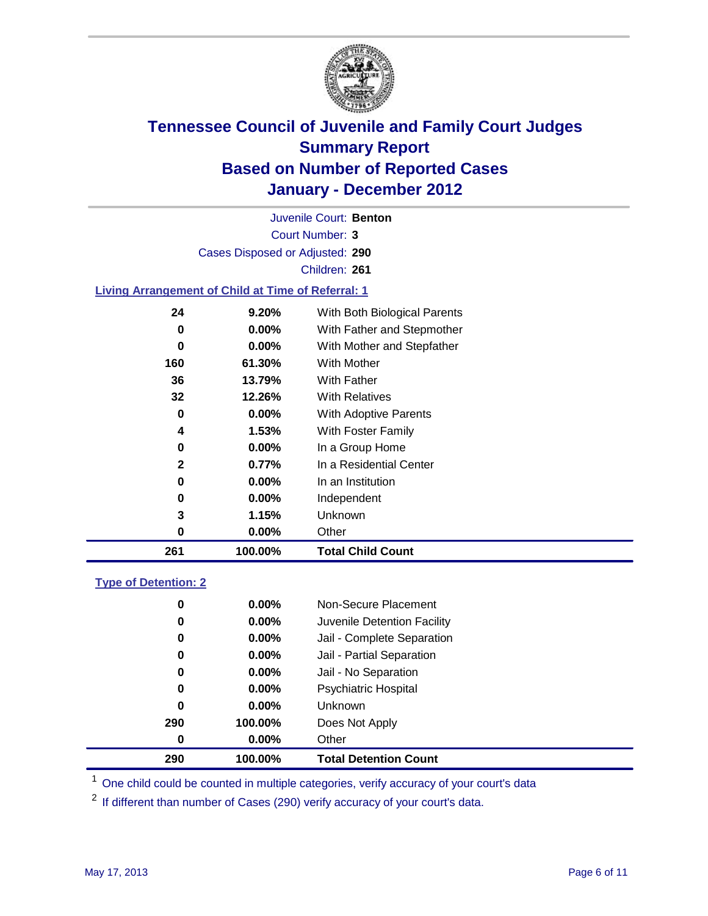# Tennessee Council of Juvenile and Family Court Judges
## Summary Report
## Based on Number of Reported Cases
## January - December 2012

Juvenile Court: **Benton**
Court Number: **3**
Cases Disposed or Adjusted: **290**
Children: **261**

### Living Arrangement of Child at Time of Referral: 1

| Count | Percent | Arrangement |
|---|---|---|
| 24 | 9.20% | With Both Biological Parents |
| 0 | 0.00% | With Father and Stepmother |
| 0 | 0.00% | With Mother and Stepfather |
| 160 | 61.30% | With Mother |
| 36 | 13.79% | With Father |
| 32 | 12.26% | With Relatives |
| 0 | 0.00% | With Adoptive Parents |
| 4 | 1.53% | With Foster Family |
| 0 | 0.00% | In a Group Home |
| 2 | 0.77% | In a Residential Center |
| 0 | 0.00% | In an Institution |
| 0 | 0.00% | Independent |
| 3 | 1.15% | Unknown |
| 0 | 0.00% | Other |
| **261** | **100.00%** | **Total Child Count** |

### Type of Detention: 2

| Count | Percent | Type |
|---|---|---|
| 0 | 0.00% | Non-Secure Placement |
| 0 | 0.00% | Juvenile Detention Facility |
| 0 | 0.00% | Jail - Complete Separation |
| 0 | 0.00% | Jail - Partial Separation |
| 0 | 0.00% | Jail - No Separation |
| 0 | 0.00% | Psychiatric Hospital |
| 0 | 0.00% | Unknown |
| 290 | 100.00% | Does Not Apply |
| 0 | 0.00% | Other |
| **290** | **100.00%** | **Total Detention Count** |

[1] One child could be counted in multiple categories, verify accuracy of your court's data

[2] If different than number of Cases (290) verify accuracy of your court's data.

May 17, 2013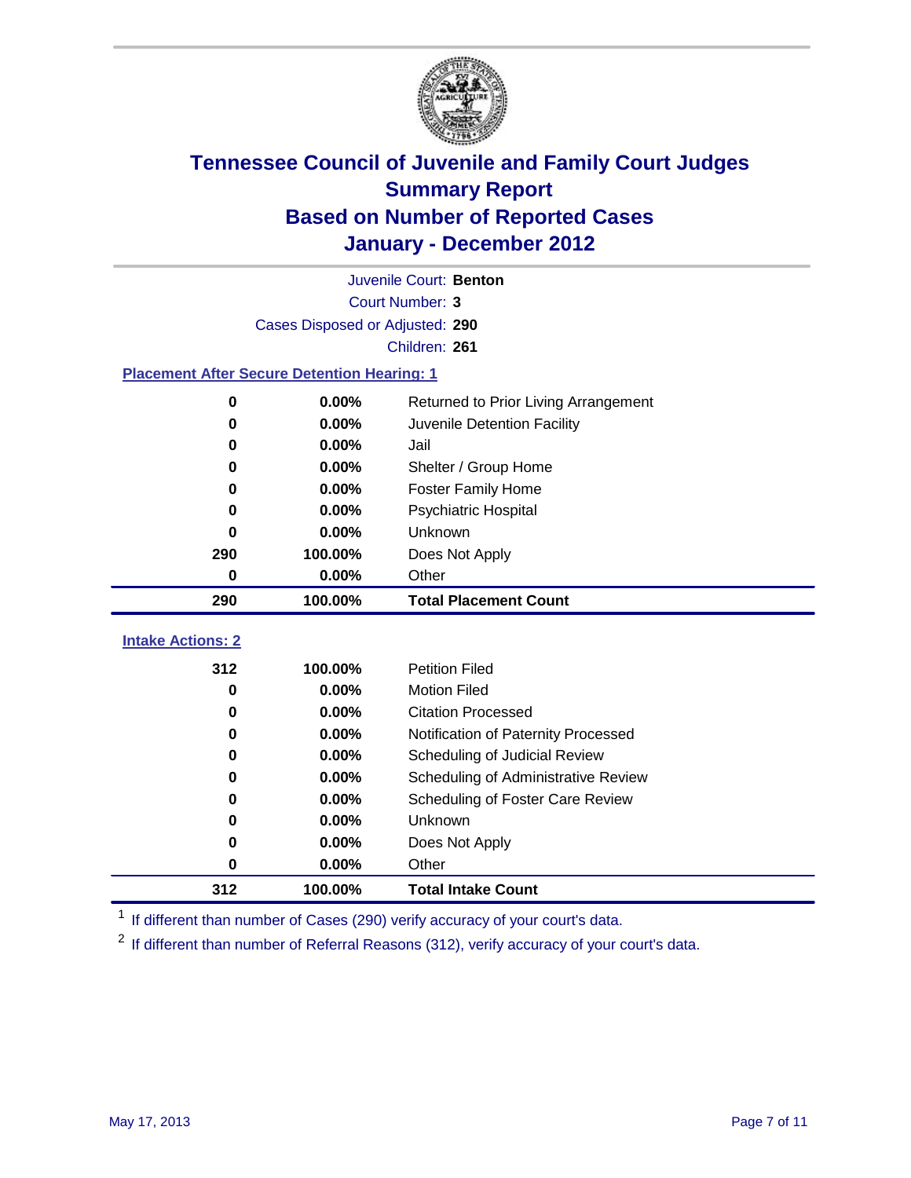# Tennessee Council of Juvenile and Family Court Judges
## Summary Report
## Based on Number of Reported Cases
## January - December 2012

Juvenile Court: **Benton**
Court Number: **3**
Cases Disposed or Adjusted: **290**
Children: **261**

### Placement After Secure Detention Hearing: 1

| | | |
|---|---|---|
| 0 | 0.00% | Returned to Prior Living Arrangement |
| 0 | 0.00% | Juvenile Detention Facility |
| 0 | 0.00% | Jail |
| 0 | 0.00% | Shelter / Group Home |
| 0 | 0.00% | Foster Family Home |
| 0 | 0.00% | Psychiatric Hospital |
| 0 | 0.00% | Unknown |
| 290 | 100.00% | Does Not Apply |
| 0 | 0.00% | Other |
| **290** | **100.00%** | **Total Placement Count** |

### Intake Actions: 2

| | | |
|---|---|---|
| 312 | 100.00% | Petition Filed |
| 0 | 0.00% | Motion Filed |
| 0 | 0.00% | Citation Processed |
| 0 | 0.00% | Notification of Paternity Processed |
| 0 | 0.00% | Scheduling of Judicial Review |
| 0 | 0.00% | Scheduling of Administrative Review |
| 0 | 0.00% | Scheduling of Foster Care Review |
| 0 | 0.00% | Unknown |
| 0 | 0.00% | Does Not Apply |
| 0 | 0.00% | Other |
| **312** | **100.00%** | **Total Intake Count** |

[1] If different than number of Cases (290) verify accuracy of your court's data.

[2] If different than number of Referral Reasons (312), verify accuracy of your court's data.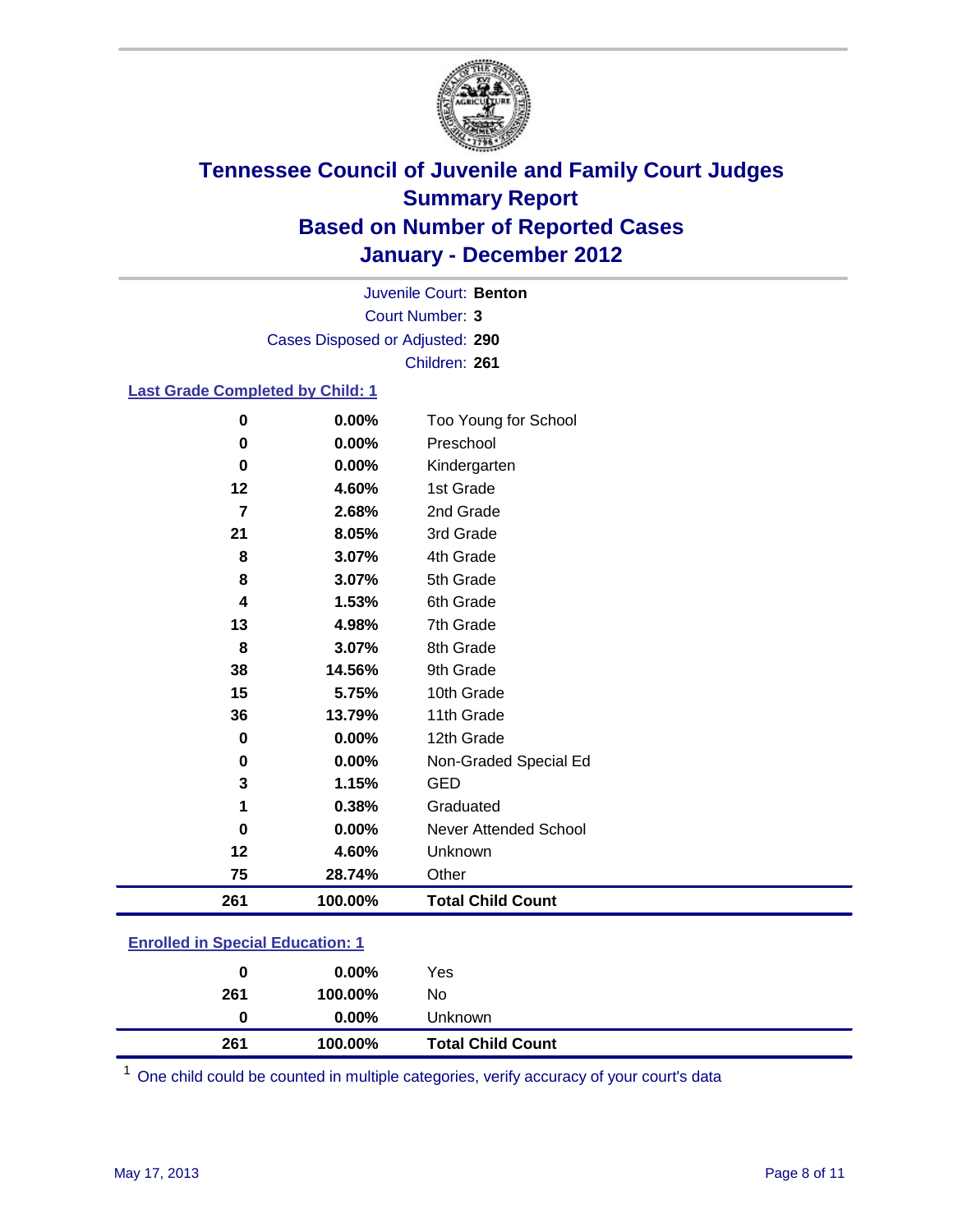# Tennessee Council of Juvenile and Family Court Judges
## Summary Report
## Based on Number of Reported Cases
## January - December 2012

Juvenile Court: **Benton**
Court Number: **3**
Cases Disposed or Adjusted: **290**
Children: **261**

### Last Grade Completed by Child: 1

| Count | Percent | Category |
|---|---|---|
| 0 | 0.00% | Too Young for School |
| 0 | 0.00% | Preschool |
| 0 | 0.00% | Kindergarten |
| 12 | 4.60% | 1st Grade |
| 7 | 2.68% | 2nd Grade |
| 21 | 8.05% | 3rd Grade |
| 8 | 3.07% | 4th Grade |
| 8 | 3.07% | 5th Grade |
| 4 | 1.53% | 6th Grade |
| 13 | 4.98% | 7th Grade |
| 8 | 3.07% | 8th Grade |
| 38 | 14.56% | 9th Grade |
| 15 | 5.75% | 10th Grade |
| 36 | 13.79% | 11th Grade |
| 0 | 0.00% | 12th Grade |
| 0 | 0.00% | Non-Graded Special Ed |
| 3 | 1.15% | GED |
| 1 | 0.38% | Graduated |
| 0 | 0.00% | Never Attended School |
| 12 | 4.60% | Unknown |
| 75 | 28.74% | Other |
| **261** | **100.00%** | **Total Child Count** |

### Enrolled in Special Education: 1

| Count | Percent | Category |
|---|---|---|
| 0 | 0.00% | Yes |
| 261 | 100.00% | No |
| 0 | 0.00% | Unknown |
| **261** | **100.00%** | **Total Child Count** |

[1] One child could be counted in multiple categories, verify accuracy of your court's data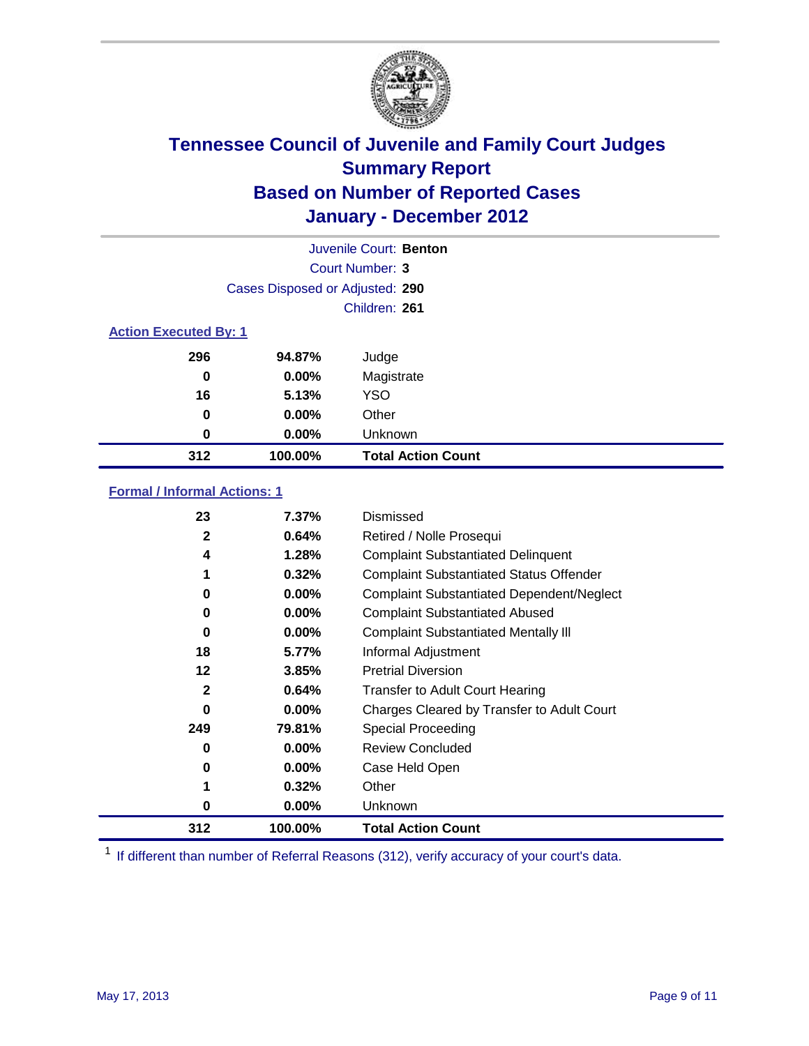# Tennessee Council of Juvenile and Family Court Judges
## Summary Report
## Based on Number of Reported Cases
## January - December 2012

Juvenile Court: **Benton**

Court Number: **3**

Cases Disposed or Adjusted: **290**

Children: **261**

### Action Executed By: 1

| Count | Percent | Action |
|---|---|---|
| 296 | 94.87% | Judge |
| 0 | 0.00% | Magistrate |
| 16 | 5.13% | YSO |
| 0 | 0.00% | Other |
| 0 | 0.00% | Unknown |
| **312** | **100.00%** | **Total Action Count** |

### Formal / Informal Actions: 1

| Count | Percent | Action |
|---|---|---|
| 23 | 7.37% | Dismissed |
| 2 | 0.64% | Retired / Nolle Prosequi |
| 4 | 1.28% | Complaint Substantiated Delinquent |
| 1 | 0.32% | Complaint Substantiated Status Offender |
| 0 | 0.00% | Complaint Substantiated Dependent/Neglect |
| 0 | 0.00% | Complaint Substantiated Abused |
| 0 | 0.00% | Complaint Substantiated Mentally Ill |
| 18 | 5.77% | Informal Adjustment |
| 12 | 3.85% | Pretrial Diversion |
| 2 | 0.64% | Transfer to Adult Court Hearing |
| 0 | 0.00% | Charges Cleared by Transfer to Adult Court |
| 249 | 79.81% | Special Proceeding |
| 0 | 0.00% | Review Concluded |
| 0 | 0.00% | Case Held Open |
| 1 | 0.32% | Other |
| 0 | 0.00% | Unknown |
| **312** | **100.00%** | **Total Action Count** |

[1] If different than number of Referral Reasons (312), verify accuracy of your court's data.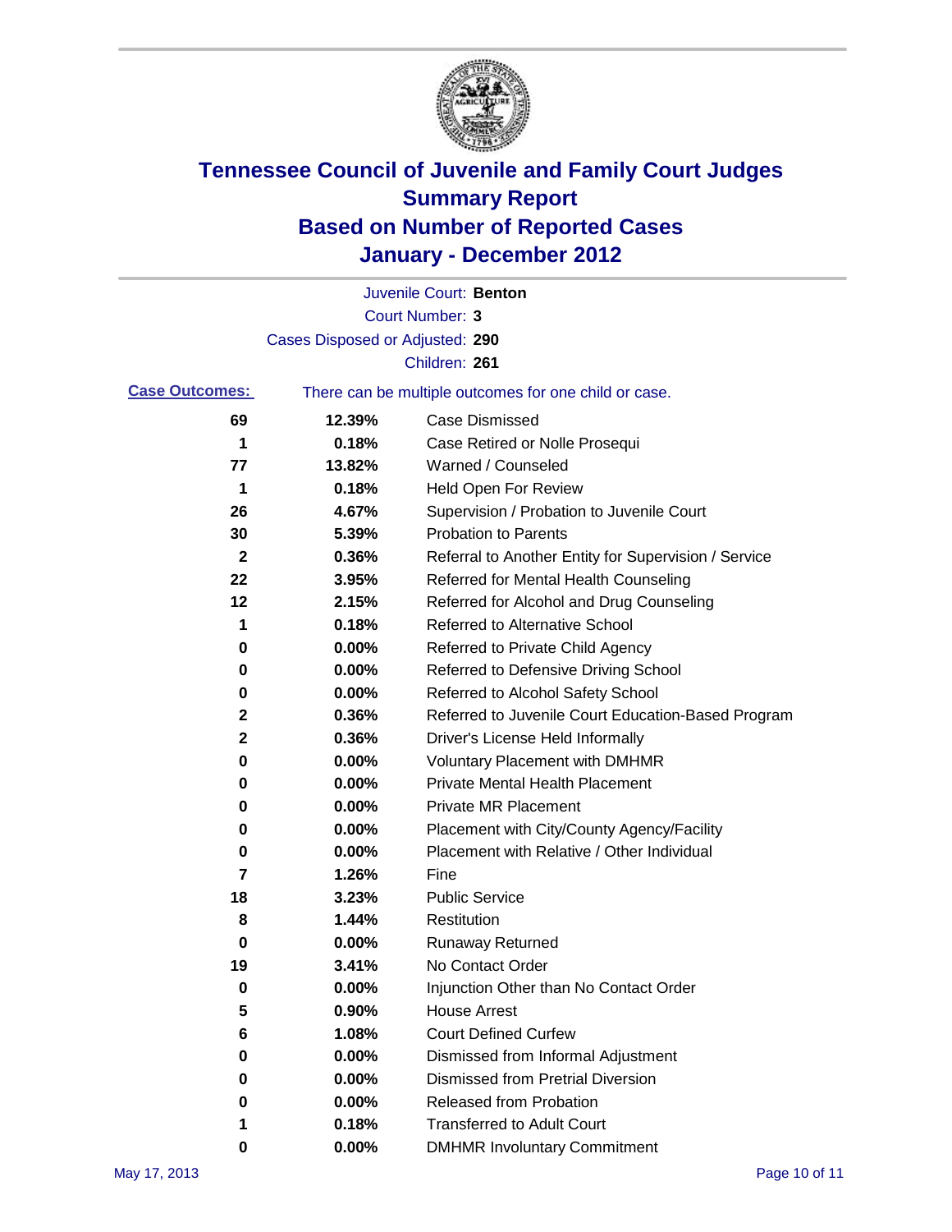# Tennessee Council of Juvenile and Family Court Judges
## Summary Report
## Based on Number of Reported Cases
## January - December 2012

Juvenile Court: **Benton**

Court Number: **3**

Cases Disposed or Adjusted: **290**

Children: **261**

**Case Outcomes:** There can be multiple outcomes for one child or case.

| Count | Percent | Outcome |
|---|---|---|
| 69 | 12.39% | Case Dismissed |
| 1 | 0.18% | Case Retired or Nolle Prosequi |
| 77 | 13.82% | Warned / Counseled |
| 1 | 0.18% | Held Open For Review |
| 26 | 4.67% | Supervision / Probation to Juvenile Court |
| 30 | 5.39% | Probation to Parents |
| 2 | 0.36% | Referral to Another Entity for Supervision / Service |
| 22 | 3.95% | Referred for Mental Health Counseling |
| 12 | 2.15% | Referred for Alcohol and Drug Counseling |
| 1 | 0.18% | Referred to Alternative School |
| 0 | 0.00% | Referred to Private Child Agency |
| 0 | 0.00% | Referred to Defensive Driving School |
| 0 | 0.00% | Referred to Alcohol Safety School |
| 2 | 0.36% | Referred to Juvenile Court Education-Based Program |
| 2 | 0.36% | Driver's License Held Informally |
| 0 | 0.00% | Voluntary Placement with DMHMR |
| 0 | 0.00% | Private Mental Health Placement |
| 0 | 0.00% | Private MR Placement |
| 0 | 0.00% | Placement with City/County Agency/Facility |
| 0 | 0.00% | Placement with Relative / Other Individual |
| 7 | 1.26% | Fine |
| 18 | 3.23% | Public Service |
| 8 | 1.44% | Restitution |
| 0 | 0.00% | Runaway Returned |
| 19 | 3.41% | No Contact Order |
| 0 | 0.00% | Injunction Other than No Contact Order |
| 5 | 0.90% | House Arrest |
| 6 | 1.08% | Court Defined Curfew |
| 0 | 0.00% | Dismissed from Informal Adjustment |
| 0 | 0.00% | Dismissed from Pretrial Diversion |
| 0 | 0.00% | Released from Probation |
| 1 | 0.18% | Transferred to Adult Court |
| 0 | 0.00% | DMHMR Involuntary Commitment |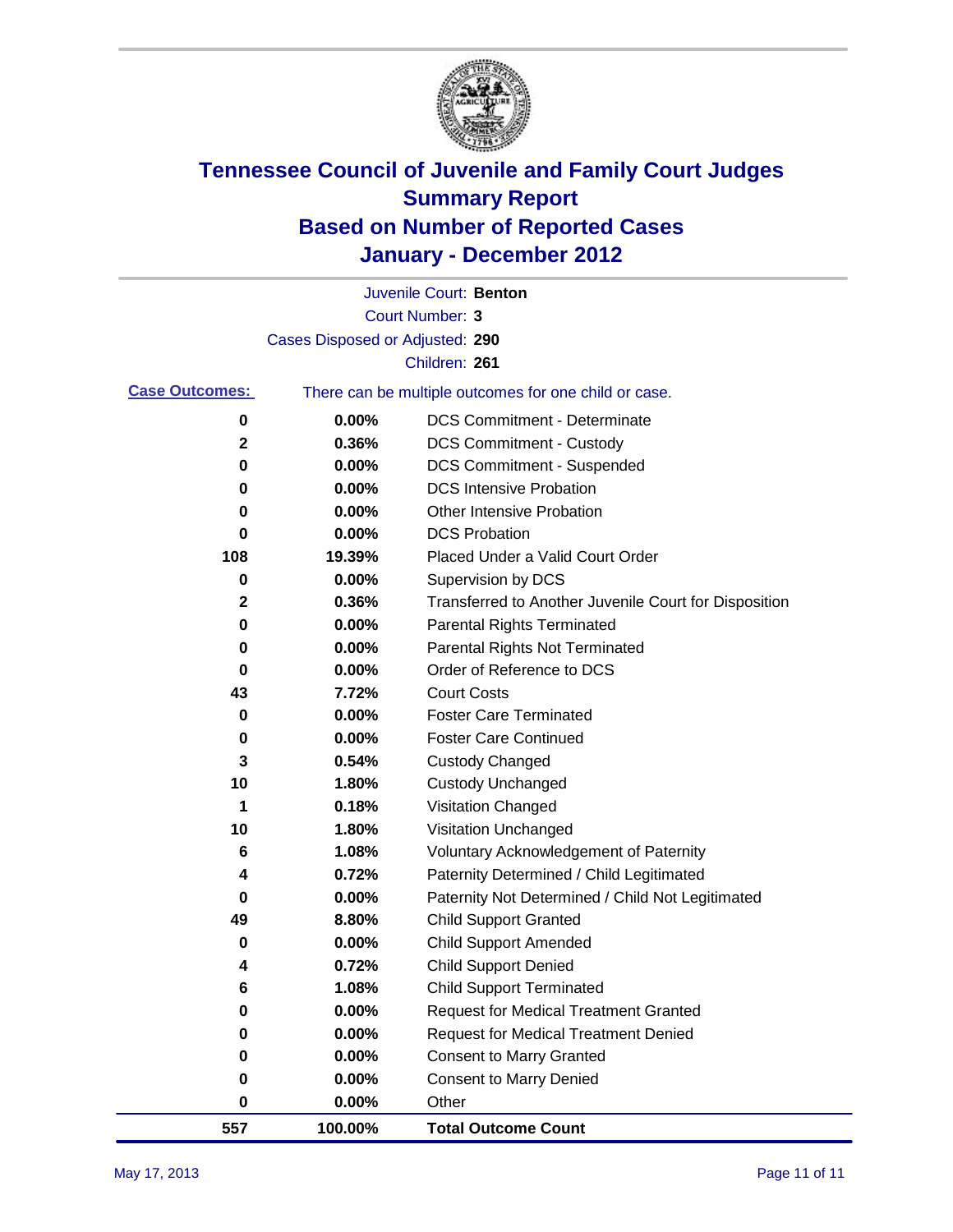# Tennessee Council of Juvenile and Family Court Judges
## Summary Report
## Based on Number of Reported Cases
## January - December 2012

Juvenile Court: **Benton**

Court Number: **3**

Cases Disposed or Adjusted: **290**

Children: **261**

**Case Outcomes:** There can be multiple outcomes for one child or case.

| | | |
|---|---|---|
| 0 | 0.00% | DCS Commitment - Determinate |
| 2 | 0.36% | DCS Commitment - Custody |
| 0 | 0.00% | DCS Commitment - Suspended |
| 0 | 0.00% | DCS Intensive Probation |
| 0 | 0.00% | Other Intensive Probation |
| 0 | 0.00% | DCS Probation |
| 108 | 19.39% | Placed Under a Valid Court Order |
| 0 | 0.00% | Supervision by DCS |
| 2 | 0.36% | Transferred to Another Juvenile Court for Disposition |
| 0 | 0.00% | Parental Rights Terminated |
| 0 | 0.00% | Parental Rights Not Terminated |
| 0 | 0.00% | Order of Reference to DCS |
| 43 | 7.72% | Court Costs |
| 0 | 0.00% | Foster Care Terminated |
| 0 | 0.00% | Foster Care Continued |
| 3 | 0.54% | Custody Changed |
| 10 | 1.80% | Custody Unchanged |
| 1 | 0.18% | Visitation Changed |
| 10 | 1.80% | Visitation Unchanged |
| 6 | 1.08% | Voluntary Acknowledgement of Paternity |
| 4 | 0.72% | Paternity Determined / Child Legitimated |
| 0 | 0.00% | Paternity Not Determined / Child Not Legitimated |
| 49 | 8.80% | Child Support Granted |
| 0 | 0.00% | Child Support Amended |
| 4 | 0.72% | Child Support Denied |
| 6 | 1.08% | Child Support Terminated |
| 0 | 0.00% | Request for Medical Treatment Granted |
| 0 | 0.00% | Request for Medical Treatment Denied |
| 0 | 0.00% | Consent to Marry Granted |
| 0 | 0.00% | Consent to Marry Denied |
| 0 | 0.00% | Other |
| **557** | **100.00%** | **Total Outcome Count** |

May 17, 2013